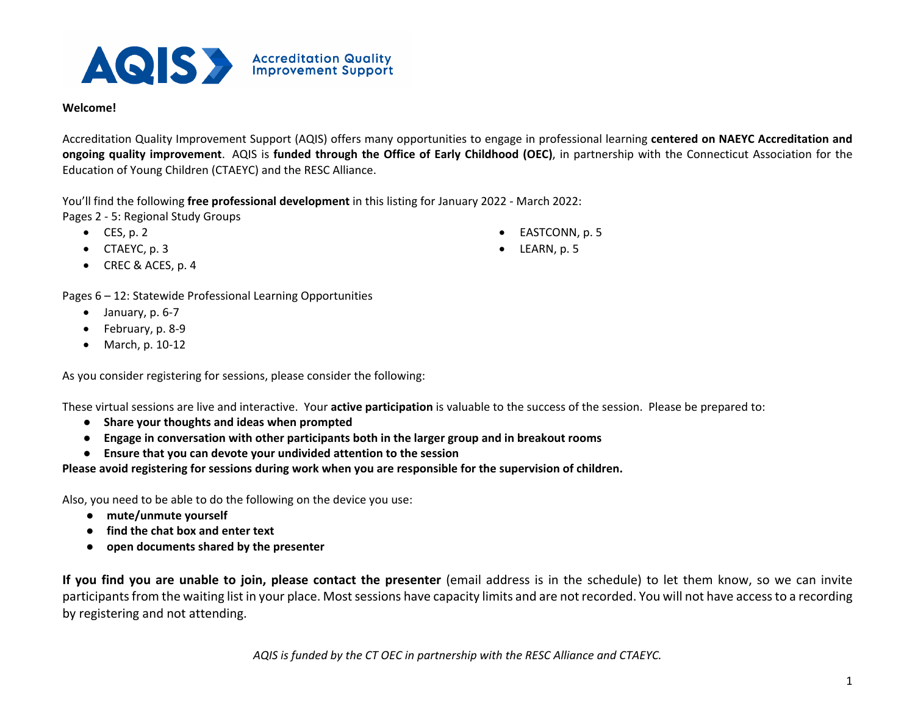**AQIS** Accreditation Quality Improvement Support

**Welcome!**

Accreditation Quality Improvement Support (AQIS) offers many opportunities to engage in professional learning **centered on NAEYC Accreditation and ongoing quality improvement**. AQIS is **funded through the Office of Early Childhood (OEC)**, in partnership with the Connecticut Association for the Education of Young Children (CTAEYC) and the RESC Alliance.

You'll find the following **free professional development** in this listing for January 2022 - March 2022:

Pages 2 - 5: Regional Study Groups

- CES, p. 2
- CTAEYC, p. 3
- CREC & ACES, p. 4
- EASTCONN, p. 5
- LEARN, p. 5

Pages 6 – 12: Statewide Professional Learning Opportunities

- January, p. 6-7
- February, p. 8-9
- March, p. 10-12

As you consider registering for sessions, please consider the following:

These virtual sessions are live and interactive. Your **active participation** is valuable to the success of the session. Please be prepared to:

- **Share your thoughts and ideas when prompted**
- **Engage in conversation with other participants both in the larger group and in breakout rooms**
- **Ensure that you can devote your undivided attention to the session**

**Please avoid registering for sessions during work when you are responsible for the supervision of children.**

Also, you need to be able to do the following on the device you use:

- **mute/unmute yourself**
- **find the chat box and enter text**
- **open documents shared by the presenter**

**If you find you are unable to join, please contact the presenter** (email address is in the schedule) to let them know, so we can invite participants from the waiting list in your place. Most sessions have capacity limits and are not recorded. You will not have access to a recording by registering and not attending.

*AQIS is funded by the CT OEC in partnership with the RESC Alliance and CTAEYC.*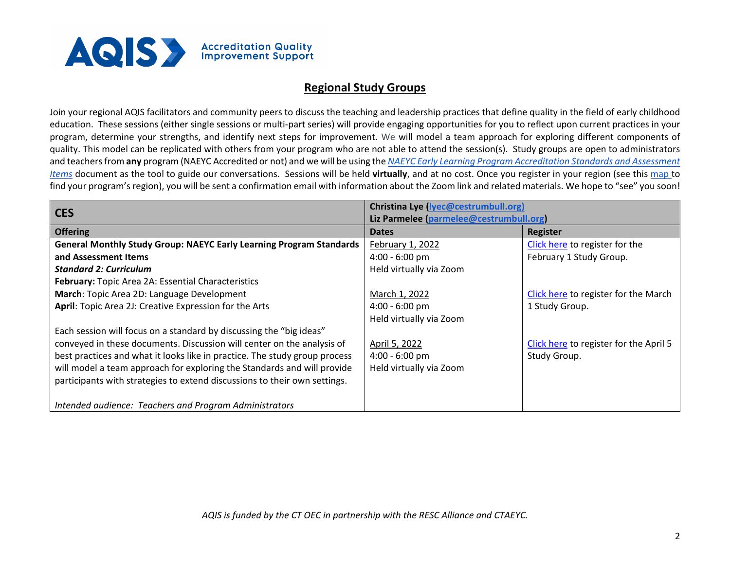AQIS Accreditation Quality Improvement Support

## Regional Study Groups

Join your regional AQIS facilitators and community peers to discuss the teaching and leadership practices that define quality in the field of early childhood education. These sessions (either single sessions or multi-part series) will provide engaging opportunities for you to reflect upon current practices in your program, determine your strengths, and identify next steps for improvement. We will model a team approach for exploring different components of quality. This model can be replicated with others from your program who are not able to attend the session(s). Study groups are open to administrators and teachers from **any** program (NAEYC Accredited or not) and we will be using the *NAEYC Early Learning Program Accreditation Standards and Assessment Items* document as the tool to guide our conversations. Sessions will be held **virtually**, and at no cost. Once you register in your region (see this map to find your program's region), you will be sent a confirmation email with information about the Zoom link and related materials. We hope to "see" you soon!

| **CES** | **Christina Lye (lyec@cestrumbull.org)**<br>**Liz Parmelee (parmelee@cestrumbull.org)** | |
|---|---|---|
| **Offering** | **Dates** | **Register** |
| **General Monthly Study Group: NAEYC Early Learning Program Standards and Assessment Items**<br>***Standard 2: Curriculum***<br>**February:** Topic Area 2A: Essential Characteristics<br>**March**: Topic Area 2D: Language Development<br>**April**: Topic Area 2J: Creative Expression for the Arts<br><br>Each session will focus on a standard by discussing the "big ideas" conveyed in these documents. Discussion will center on the analysis of best practices and what it looks like in practice. The study group process will model a team approach for exploring the Standards and will provide participants with strategies to extend discussions to their own settings.<br><br>*Intended audience: Teachers and Program Administrators* | February 1, 2022<br>4:00 - 6:00 pm<br>Held virtually via Zoom<br><br>March 1, 2022<br>4:00 - 6:00 pm<br>Held virtually via Zoom<br><br>April 5, 2022<br>4:00 - 6:00 pm<br>Held virtually via Zoom | Click here to register for the February 1 Study Group.<br><br>Click here to register for the March 1 Study Group.<br><br>Click here to register for the April 5 Study Group. |

*AQIS is funded by the CT OEC in partnership with the RESC Alliance and CTAEYC.*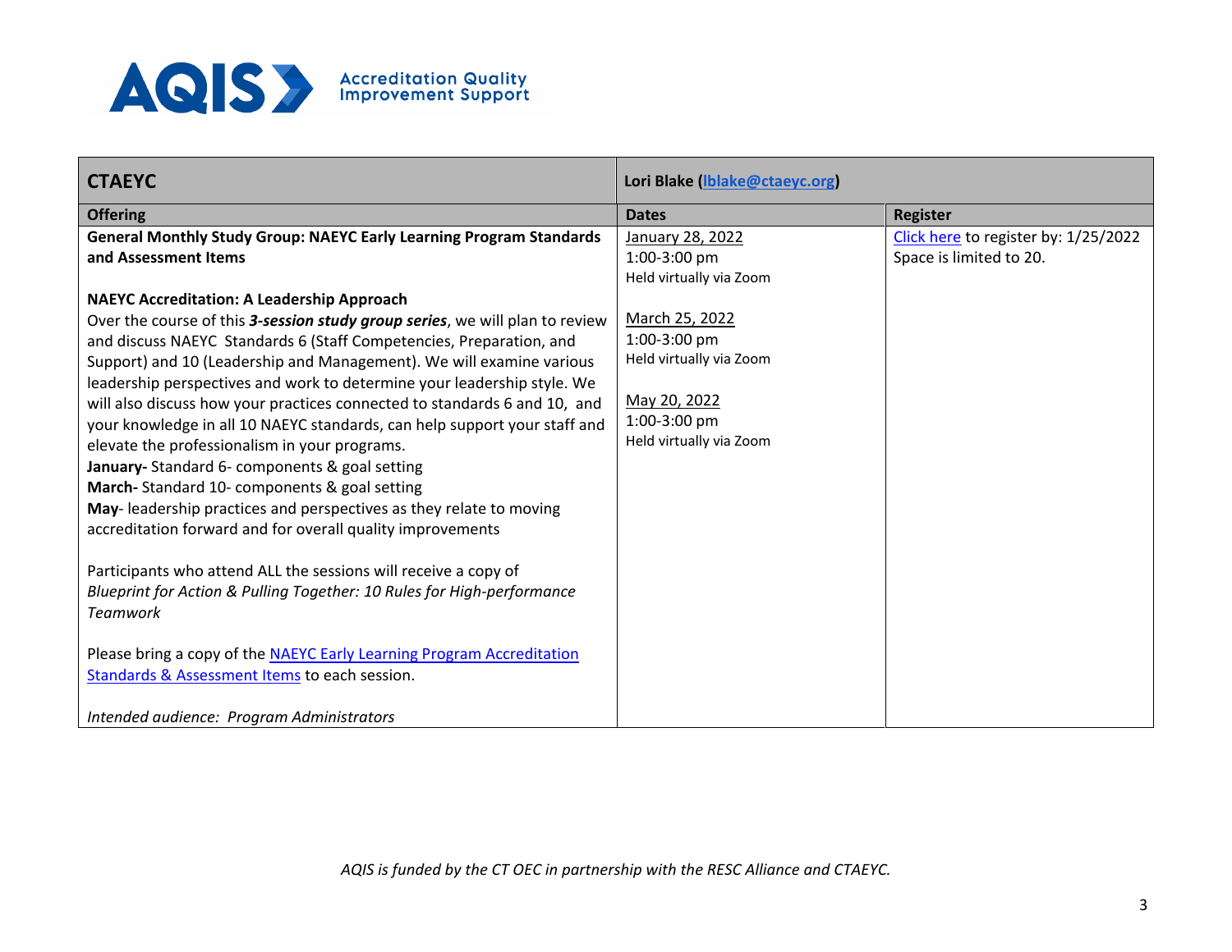**AQIS** Accreditation Quality Improvement Support

| **CTAEYC** | **Lori Blake (lblake@ctaeyc.org)** | |
|---|---|---|
| **Offering** | **Dates** | **Register** |
| **General Monthly Study Group: NAEYC Early Learning Program Standards and Assessment Items**<br><br>**NAEYC Accreditation: A Leadership Approach**<br>Over the course of this ***3-session study group series***, we will plan to review and discuss NAEYC Standards 6 (Staff Competencies, Preparation, and Support) and 10 (Leadership and Management). We will examine various leadership perspectives and work to determine your leadership style. We will also discuss how your practices connected to standards 6 and 10, and your knowledge in all 10 NAEYC standards, can help support your staff and elevate the professionalism in your programs.<br>**January-** Standard 6- components & goal setting<br>**March-** Standard 10- components & goal setting<br>**May**- leadership practices and perspectives as they relate to moving accreditation forward and for overall quality improvements<br><br>Participants who attend ALL the sessions will receive a copy of *Blueprint for Action & Pulling Together: 10 Rules for High-performance Teamwork*<br><br>Please bring a copy of the NAEYC Early Learning Program Accreditation Standards & Assessment Items to each session.<br><br>*Intended audience: Program Administrators* | January 28, 2022<br>1:00-3:00 pm<br>Held virtually via Zoom<br><br>March 25, 2022<br>1:00-3:00 pm<br>Held virtually via Zoom<br><br>May 20, 2022<br>1:00-3:00 pm<br>Held virtually via Zoom | Click here to register by: 1/25/2022<br>Space is limited to 20. |

*AQIS is funded by the CT OEC in partnership with the RESC Alliance and CTAEYC.*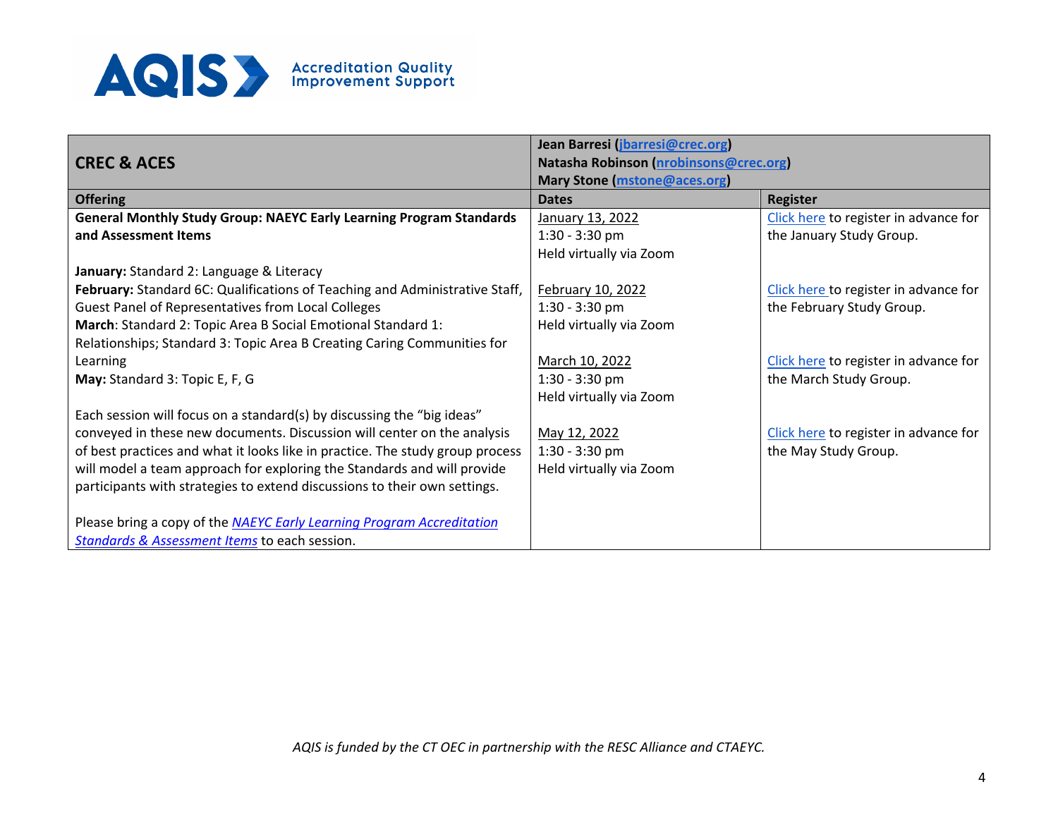AQIS Accreditation Quality Improvement Support

| CREC & ACES | Jean Barresi (jbarresi@crec.org)<br>Natasha Robinson (nrobinsons@crec.org)<br>Mary Stone (mstone@aces.org) | |
|---|---|---|
| **Offering** | **Dates** | **Register** |
| **General Monthly Study Group: NAEYC Early Learning Program Standards and Assessment Items**<br><br>**January:** Standard 2: Language & Literacy<br>**February:** Standard 6C: Qualifications of Teaching and Administrative Staff, Guest Panel of Representatives from Local Colleges<br>**March**: Standard 2: Topic Area B Social Emotional Standard 1: Relationships; Standard 3: Topic Area B Creating Caring Communities for Learning<br>**May:** Standard 3: Topic E, F, G<br><br>Each session will focus on a standard(s) by discussing the "big ideas" conveyed in these new documents. Discussion will center on the analysis of best practices and what it looks like in practice. The study group process will model a team approach for exploring the Standards and will provide participants with strategies to extend discussions to their own settings.<br><br>Please bring a copy of the *NAEYC Early Learning Program Accreditation Standards & Assessment Items* to each session. | January 13, 2022<br>1:30 - 3:30 pm<br>Held virtually via Zoom<br><br>February 10, 2022<br>1:30 - 3:30 pm<br>Held virtually via Zoom<br><br>March 10, 2022<br>1:30 - 3:30 pm<br>Held virtually via Zoom<br><br>May 12, 2022<br>1:30 - 3:30 pm<br>Held virtually via Zoom | Click here to register in advance for the January Study Group.<br><br>Click here to register in advance for the February Study Group.<br><br>Click here to register in advance for the March Study Group.<br><br>Click here to register in advance for the May Study Group. |

*AQIS is funded by the CT OEC in partnership with the RESC Alliance and CTAEYC.*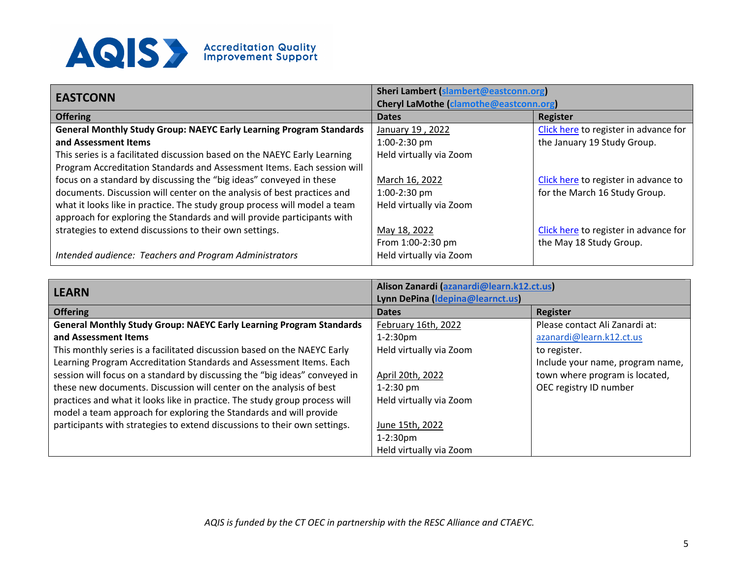**AQIS** Accreditation Quality Improvement Support

| EASTCONN | Sheri Lambert (slambert@eastconn.org)<br>Cheryl LaMothe (clamothe@eastconn.org) | |
|---|---|---|
| **Offering** | **Dates** | **Register** |
| **General Monthly Study Group: NAEYC Early Learning Program Standards and Assessment Items**<br>This series is a facilitated discussion based on the NAEYC Early Learning Program Accreditation Standards and Assessment Items. Each session will focus on a standard by discussing the "big ideas" conveyed in these documents. Discussion will center on the analysis of best practices and what it looks like in practice. The study group process will model a team approach for exploring the Standards and will provide participants with strategies to extend discussions to their own settings.<br><br>*Intended audience: Teachers and Program Administrators* | January 19 , 2022<br>1:00-2:30 pm<br>Held virtually via Zoom<br><br>March 16, 2022<br>1:00-2:30 pm<br>Held virtually via Zoom<br><br>May 18, 2022<br>From 1:00-2:30 pm<br>Held virtually via Zoom | Click here to register in advance for the January 19 Study Group.<br><br>Click here to register in advance to for the March 16 Study Group.<br><br>Click here to register in advance for the May 18 Study Group. |

| LEARN | Alison Zanardi (azanardi@learn.k12.ct.us)<br>Lynn DePina (ldepina@learnct.us) | |
|---|---|---|
| **Offering** | **Dates** | **Register** |
| **General Monthly Study Group: NAEYC Early Learning Program Standards and Assessment Items**<br>This monthly series is a facilitated discussion based on the NAEYC Early Learning Program Accreditation Standards and Assessment Items. Each session will focus on a standard by discussing the "big ideas" conveyed in these new documents. Discussion will center on the analysis of best practices and what it looks like in practice. The study group process will model a team approach for exploring the Standards and will provide participants with strategies to extend discussions to their own settings. | February 16th, 2022<br>1-2:30pm<br>Held virtually via Zoom<br><br>April 20th, 2022<br>1-2:30 pm<br>Held virtually via Zoom<br><br>June 15th, 2022<br>1-2:30pm<br>Held virtually via Zoom | Please contact Ali Zanardi at:<br>azanardi@learn.k12.ct.us<br>to register.<br>Include your name, program name, town where program is located, OEC registry ID number |

*AQIS is funded by the CT OEC in partnership with the RESC Alliance and CTAEYC.*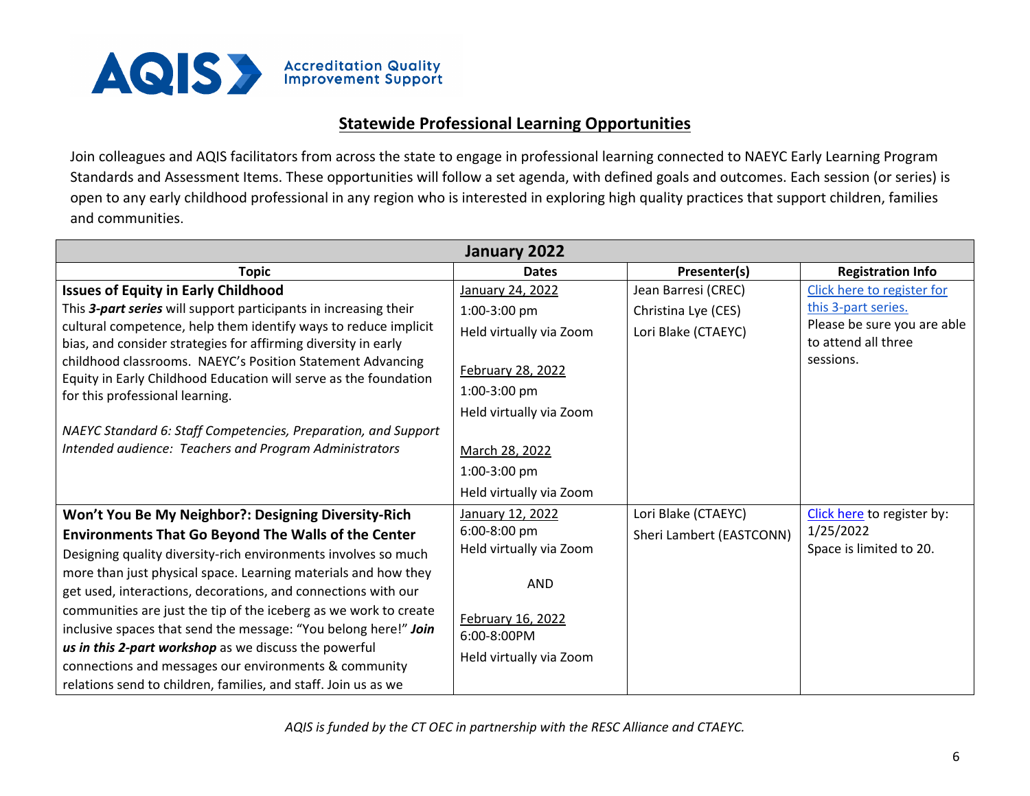**AQIS** Accreditation Quality Improvement Support

## Statewide Professional Learning Opportunities

Join colleagues and AQIS facilitators from across the state to engage in professional learning connected to NAEYC Early Learning Program Standards and Assessment Items. These opportunities will follow a set agenda, with defined goals and outcomes. Each session (or series) is open to any early childhood professional in any region who is interested in exploring high quality practices that support children, families and communities.

| January 2022 | | | |
|---|---|---|---|
| **Topic** | **Dates** | **Presenter(s)** | **Registration Info** |
| **Issues of Equity in Early Childhood**<br>This ***3-part series*** will support participants in increasing their cultural competence, help them identify ways to reduce implicit bias, and consider strategies for affirming diversity in early childhood classrooms. NAEYC's Position Statement Advancing Equity in Early Childhood Education will serve as the foundation for this professional learning.<br><br>*NAEYC Standard 6: Staff Competencies, Preparation, and Support*<br>*Intended audience: Teachers and Program Administrators* | January 24, 2022<br>1:00-3:00 pm<br>Held virtually via Zoom<br><br>February 28, 2022<br>1:00-3:00 pm<br>Held virtually via Zoom<br><br>March 28, 2022<br>1:00-3:00 pm<br>Held virtually via Zoom | Jean Barresi (CREC)<br>Christina Lye (CES)<br>Lori Blake (CTAEYC) | Click here to register for this 3-part series.<br>Please be sure you are able to attend all three sessions. |
| **Won't You Be My Neighbor?: Designing Diversity-Rich Environments That Go Beyond The Walls of the Center**<br>Designing quality diversity-rich environments involves so much more than just physical space. Learning materials and how they get used, interactions, decorations, and connections with our communities are just the tip of the iceberg as we work to create inclusive spaces that send the message: "You belong here!" ***Join us in this 2-part workshop*** as we discuss the powerful connections and messages our environments & community relations send to children, families, and staff. Join us as we | January 12, 2022<br>6:00-8:00 pm<br>Held virtually via Zoom<br><br>AND<br><br>February 16, 2022<br>6:00-8:00PM<br>Held virtually via Zoom | Lori Blake (CTAEYC)<br>Sheri Lambert (EASTCONN) | Click here to register by: 1/25/2022<br>Space is limited to 20. |

*AQIS is funded by the CT OEC in partnership with the RESC Alliance and CTAEYC.*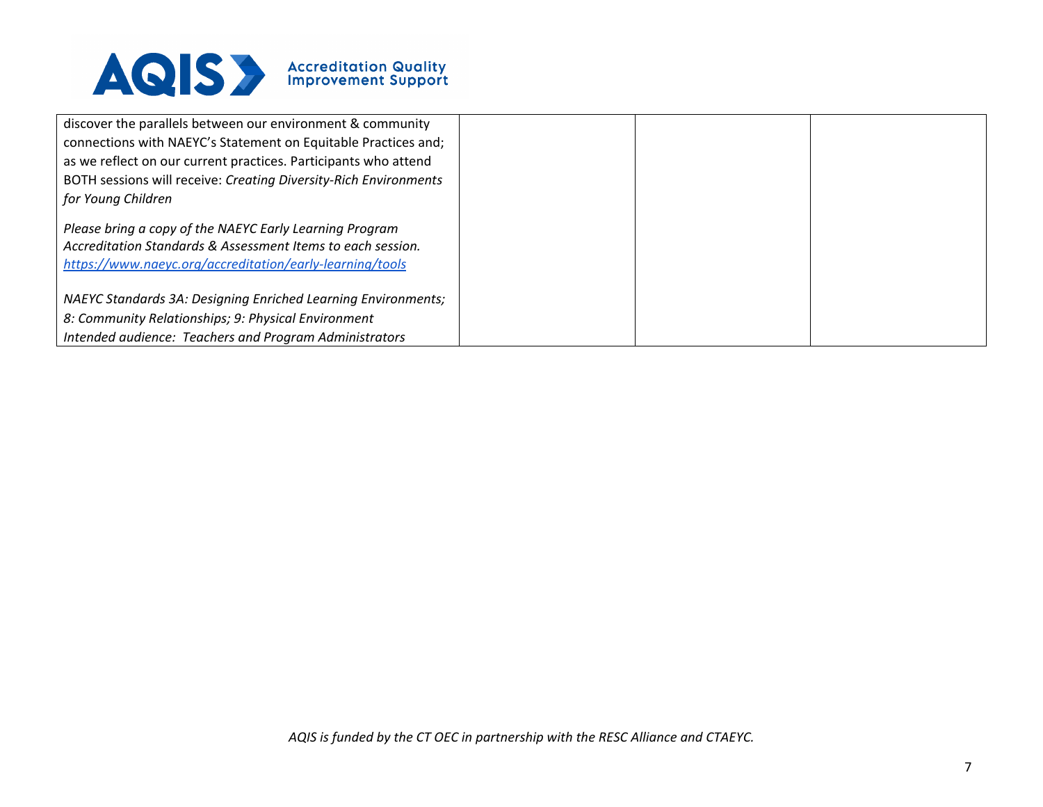| | | | |
|---|---|---|---|
| discover the parallels between our environment & community connections with NAEYC's Statement on Equitable Practices and; as we reflect on our current practices. Participants who attend BOTH sessions will receive: *Creating Diversity-Rich Environments for Young Children*<br><br>*Please bring a copy of the NAEYC Early Learning Program Accreditation Standards & Assessment Items to each session.* [*https://www.naeyc.org/accreditation/early-learning/tools*](https://www.naeyc.org/accreditation/early-learning/tools)<br><br>*NAEYC Standards 3A: Designing Enriched Learning Environments; 8: Community Relationships; 9: Physical Environment*<br>*Intended audience: Teachers and Program Administrators* | | | |

*AQIS is funded by the CT OEC in partnership with the RESC Alliance and CTAEYC.*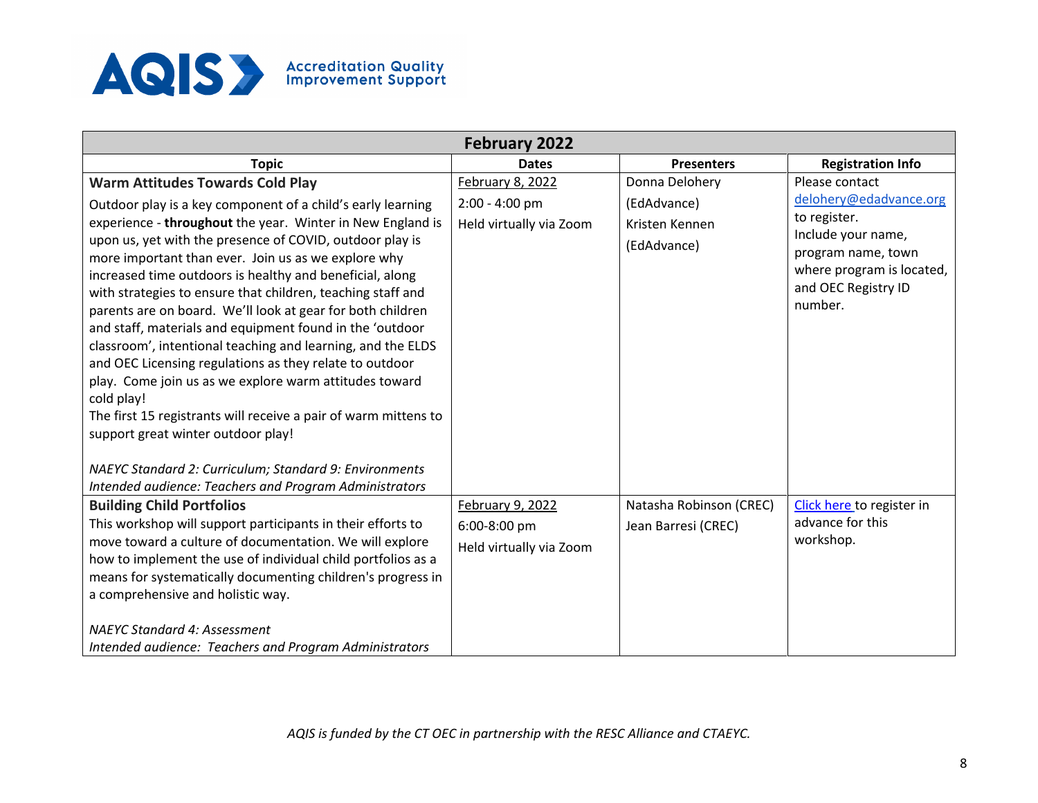**AQIS** Accreditation Quality Improvement Support

| February 2022 | | | |
|---|---|---|---|
| **Topic** | **Dates** | **Presenters** | **Registration Info** |
| **Warm Attitudes Towards Cold Play**<br><br>Outdoor play is a key component of a child's early learning experience - **throughout** the year. Winter in New England is upon us, yet with the presence of COVID, outdoor play is more important than ever. Join us as we explore why increased time outdoors is healthy and beneficial, along with strategies to ensure that children, teaching staff and parents are on board. We'll look at gear for both children and staff, materials and equipment found in the 'outdoor classroom', intentional teaching and learning, and the ELDS and OEC Licensing regulations as they relate to outdoor play. Come join us as we explore warm attitudes toward cold play!<br>The first 15 registrants will receive a pair of warm mittens to support great winter outdoor play!<br><br>*NAEYC Standard 2: Curriculum; Standard 9: Environments*<br>*Intended audience: Teachers and Program Administrators* | February 8, 2022<br>2:00 - 4:00 pm<br>Held virtually via Zoom | Donna Delohery (EdAdvance)<br>Kristen Kennen (EdAdvance) | Please contact delohery@edadvance.org to register.<br>Include your name, program name, town where program is located, and OEC Registry ID number. |
| **Building Child Portfolios**<br>This workshop will support participants in their efforts to move toward a culture of documentation. We will explore how to implement the use of individual child portfolios as a means for systematically documenting children's progress in a comprehensive and holistic way.<br><br>*NAEYC Standard 4: Assessment*<br>*Intended audience: Teachers and Program Administrators* | February 9, 2022<br>6:00-8:00 pm<br>Held virtually via Zoom | Natasha Robinson (CREC)<br>Jean Barresi (CREC) | Click here to register in advance for this workshop. |

*AQIS is funded by the CT OEC in partnership with the RESC Alliance and CTAEYC.*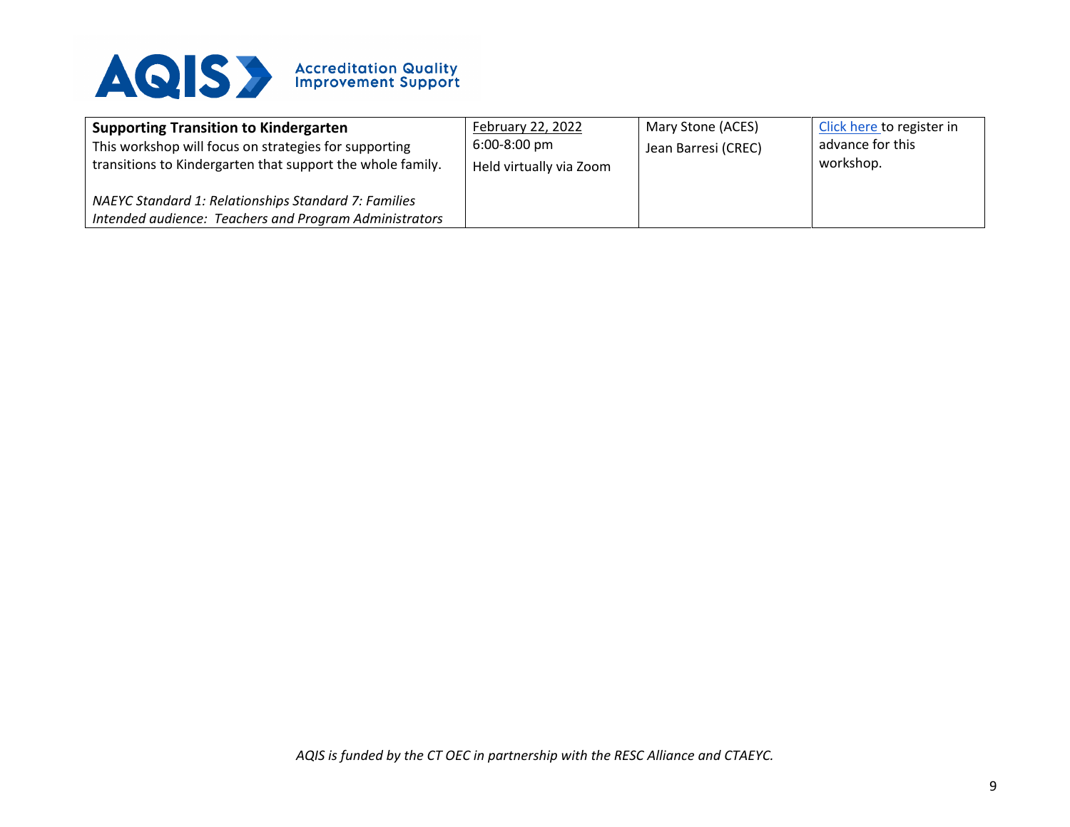| **Supporting Transition to Kindergarten**<br>This workshop will focus on strategies for supporting transitions to Kindergarten that support the whole family.<br><br>*NAEYC Standard 1: Relationships Standard 7: Families*<br>*Intended audience: Teachers and Program Administrators* | February 22, 2022<br>6:00-8:00 pm<br>Held virtually via Zoom | Mary Stone (ACES)<br>Jean Barresi (CREC) | Click here to register in advance for this workshop. |
|---|---|---|---|

*AQIS is funded by the CT OEC in partnership with the RESC Alliance and CTAEYC.*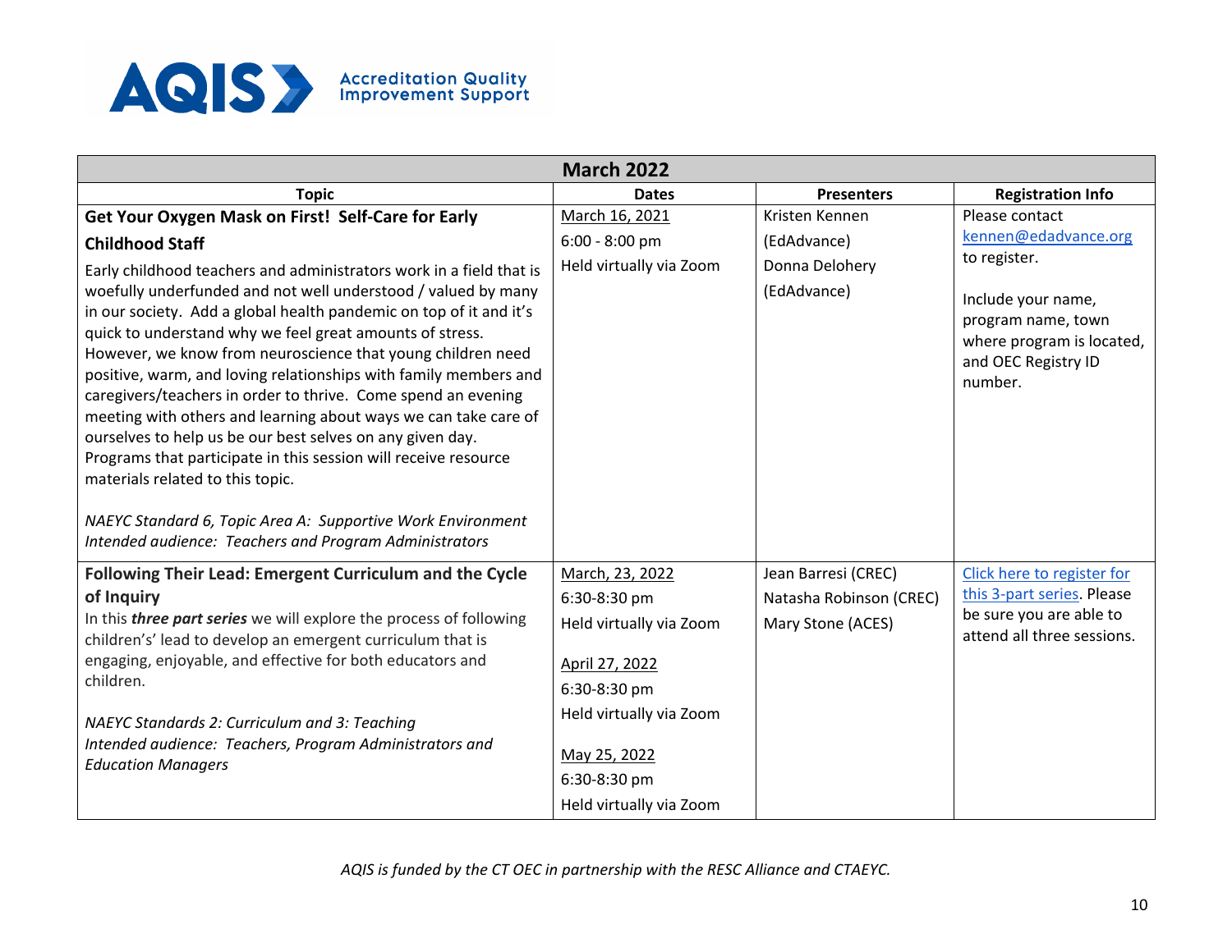AQIS Accreditation Quality Improvement Support

| March 2022 | | | |
|---|---|---|---|
| **Topic** | **Dates** | **Presenters** | **Registration Info** |
| **Get Your Oxygen Mask on First! Self-Care for Early Childhood Staff**<br>Early childhood teachers and administrators work in a field that is woefully underfunded and not well understood / valued by many in our society. Add a global health pandemic on top of it and it's quick to understand why we feel great amounts of stress. However, we know from neuroscience that young children need positive, warm, and loving relationships with family members and caregivers/teachers in order to thrive. Come spend an evening meeting with others and learning about ways we can take care of ourselves to help us be our best selves on any given day. Programs that participate in this session will receive resource materials related to this topic.<br><br>*NAEYC Standard 6, Topic Area A: Supportive Work Environment*<br>*Intended audience: Teachers and Program Administrators* | March 16, 2021<br>6:00 - 8:00 pm<br>Held virtually via Zoom | Kristen Kennen (EdAdvance)<br>Donna Delohery (EdAdvance) | Please contact kennen@edadvance.org to register.<br><br>Include your name, program name, town where program is located, and OEC Registry ID number. |
| **Following Their Lead: Emergent Curriculum and the Cycle of Inquiry**<br>In this ***three part series*** we will explore the process of following childrens' lead to develop an emergent curriculum that is engaging, enjoyable, and effective for both educators and children.<br><br>*NAEYC Standards 2: Curriculum and 3: Teaching*<br>*Intended audience: Teachers, Program Administrators and Education Managers* | March, 23, 2022<br>6:30-8:30 pm<br>Held virtually via Zoom<br><br>April 27, 2022<br>6:30-8:30 pm<br>Held virtually via Zoom<br><br>May 25, 2022<br>6:30-8:30 pm<br>Held virtually via Zoom | Jean Barresi (CREC)<br>Natasha Robinson (CREC)<br>Mary Stone (ACES) | Click here to register for this 3-part series. Please be sure you are able to attend all three sessions. |

*AQIS is funded by the CT OEC in partnership with the RESC Alliance and CTAEYC.*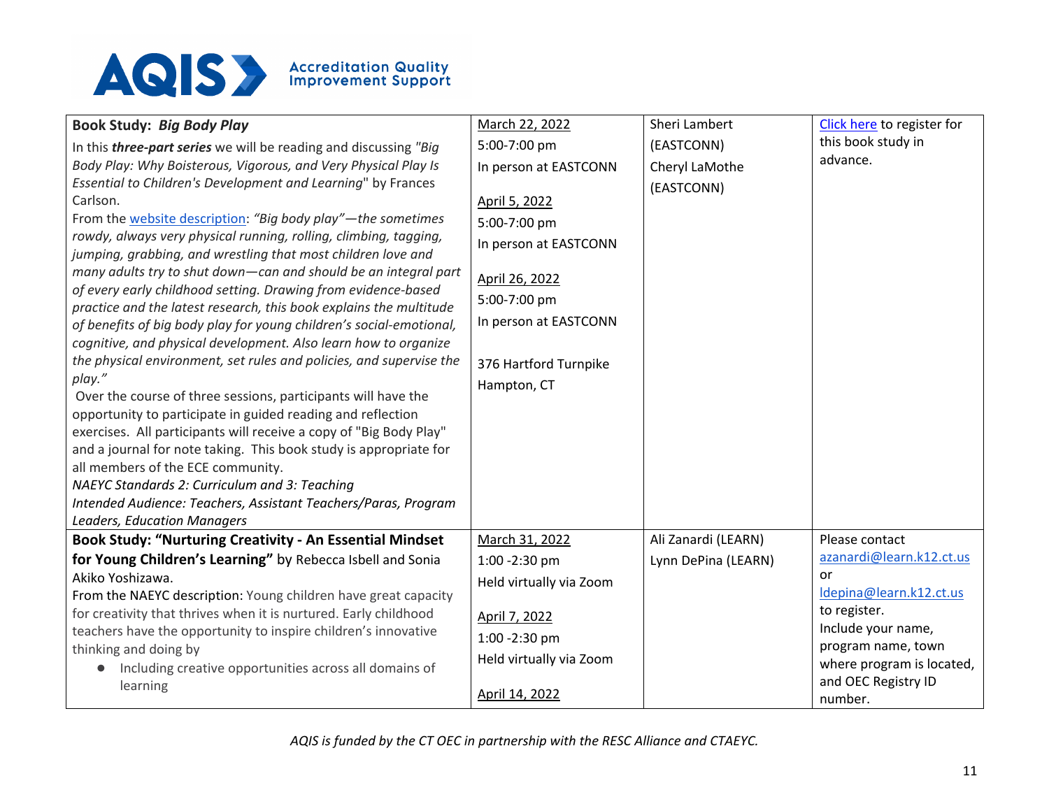**AQIS** Accreditation Quality Improvement Support

| | | | |
|---|---|---|---|
| **Book Study: *Big Body Play***<br>In this ***three-part series*** we will be reading and discussing *"Big Body Play: Why Boisterous, Vigorous, and Very Physical Play Is Essential to Children's Development and Learning"* by Frances Carlson.<br>From the website description: *"Big body play"—the sometimes rowdy, always very physical running, rolling, climbing, tagging, jumping, grabbing, and wrestling that most children love and many adults try to shut down—can and should be an integral part of every early childhood setting. Drawing from evidence-based practice and the latest research, this book explains the multitude of benefits of big body play for young children's social-emotional, cognitive, and physical development. Also learn how to organize the physical environment, set rules and policies, and supervise the play."*<br>Over the course of three sessions, participants will have the opportunity to participate in guided reading and reflection exercises. All participants will receive a copy of "Big Body Play" and a journal for note taking. This book study is appropriate for all members of the ECE community.<br>*NAEYC Standards 2: Curriculum and 3: Teaching*<br>*Intended Audience: Teachers, Assistant Teachers/Paras, Program Leaders, Education Managers* | March 22, 2022<br>5:00-7:00 pm<br>In person at EASTCONN<br><br>April 5, 2022<br>5:00-7:00 pm<br>In person at EASTCONN<br><br>April 26, 2022<br>5:00-7:00 pm<br>In person at EASTCONN<br><br>376 Hartford Turnpike<br>Hampton, CT | Sheri Lambert (EASTCONN)<br>Cheryl LaMothe (EASTCONN) | Click here to register for this book study in advance. |
| **Book Study: "Nurturing Creativity - An Essential Mindset for Young Children's Learning"** by Rebecca Isbell and Sonia Akiko Yoshizawa.<br>From the NAEYC description: Young children have great capacity for creativity that thrives when it is nurtured. Early childhood teachers have the opportunity to inspire children's innovative thinking and doing by<br>• Including creative opportunities across all domains of learning | March 31, 2022<br>1:00 -2:30 pm<br>Held virtually via Zoom<br><br>April 7, 2022<br>1:00 -2:30 pm<br>Held virtually via Zoom<br><br>April 14, 2022 | Ali Zanardi (LEARN)<br>Lynn DePina (LEARN) | Please contact azanardi@learn.k12.ct.us or ldepina@learn.k12.ct.us to register.<br>Include your name, program name, town where program is located, and OEC Registry ID number. |

*AQIS is funded by the CT OEC in partnership with the RESC Alliance and CTAEYC.*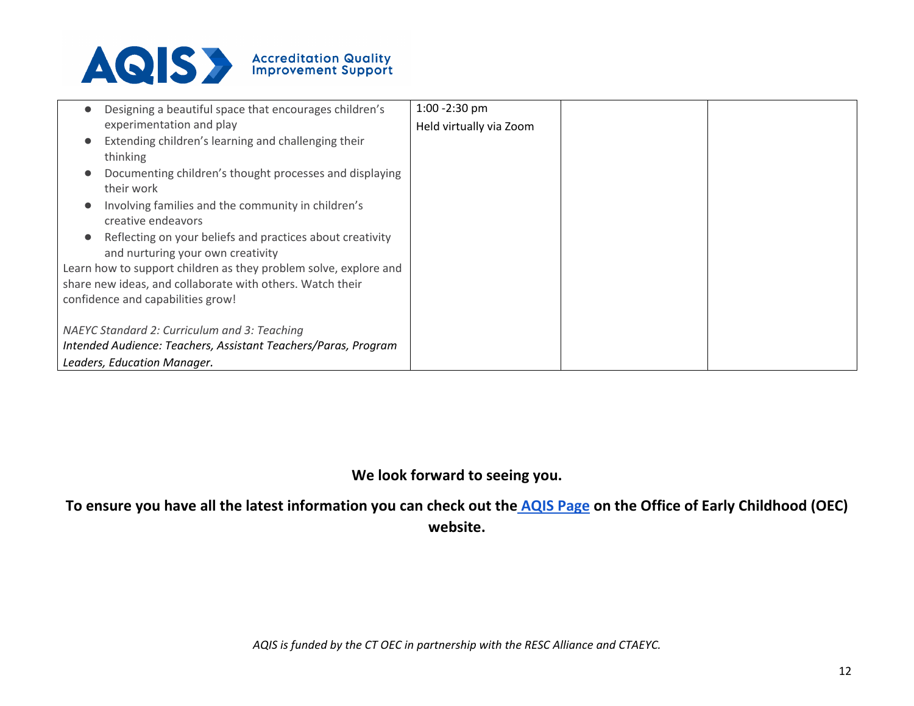| | | | |
|---|---|---|---|
| • Designing a beautiful space that encourages children's experimentation and play<br>• Extending children's learning and challenging their thinking<br>• Documenting children's thought processes and displaying their work<br>• Involving families and the community in children's creative endeavors<br>• Reflecting on your beliefs and practices about creativity and nurturing your own creativity<br>Learn how to support children as they problem solve, explore and share new ideas, and collaborate with others. Watch their confidence and capabilities grow!<br><br>*NAEYC Standard 2: Curriculum and 3: Teaching*<br>*Intended Audience: Teachers, Assistant Teachers/Paras, Program Leaders, Education Manager.* | 1:00 -2:30 pm<br>Held virtually via Zoom | | |

**We look forward to seeing you.**

**To ensure you have all the latest information you can check out the AQIS Page on the Office of Early Childhood (OEC) website.**

*AQIS is funded by the CT OEC in partnership with the RESC Alliance and CTAEYC.*